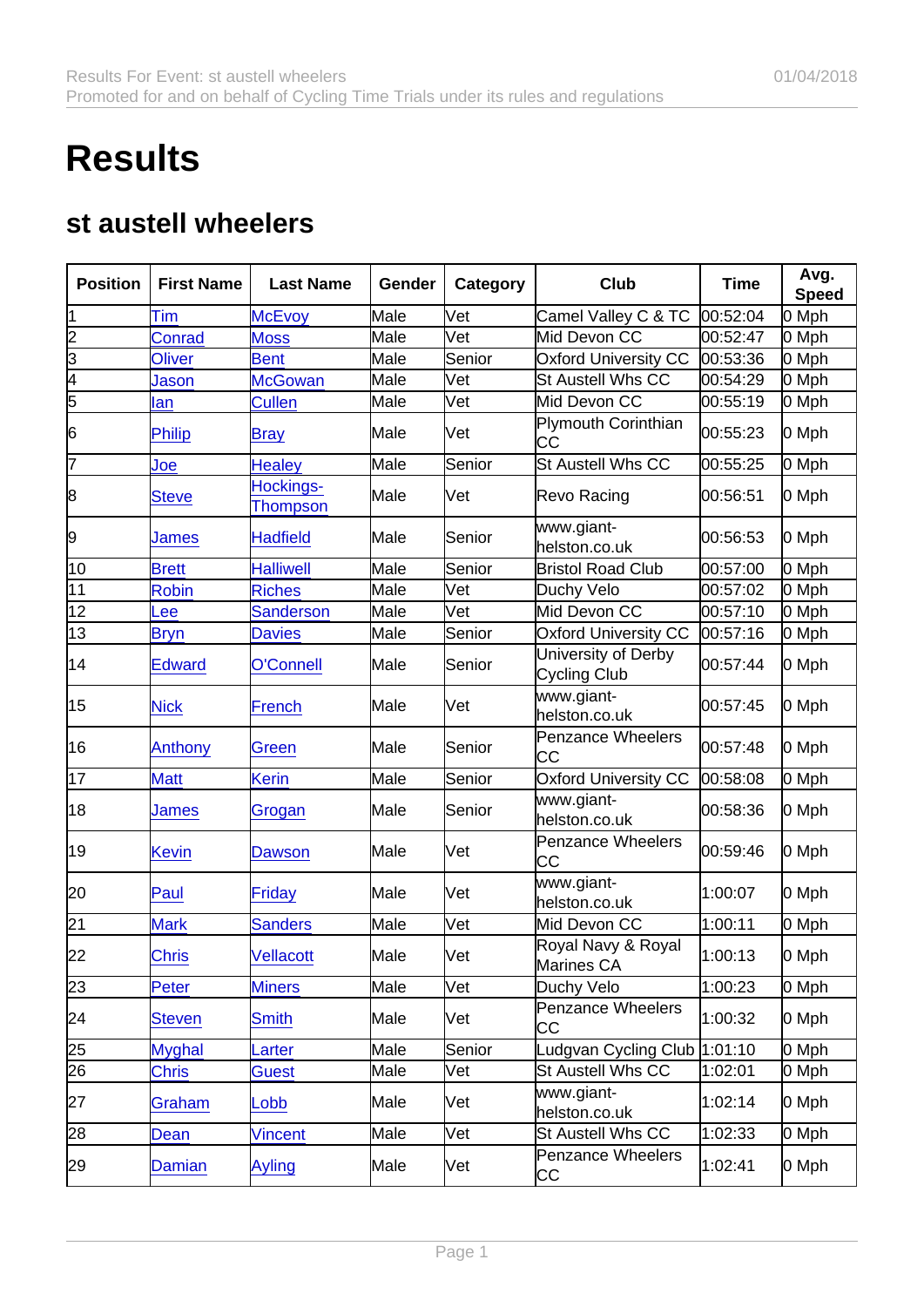# Results

## st austell wheelers

| Position | First Name | Last Name | Gender | Category | Club | Time | Avg. Speed |
|---|---|---|---|---|---|---|---|
| 1 | Tim | McEvoy | Male | Vet | Camel Valley C & TC | 00:52:04 | 0 Mph |
| 2 | Conrad | Moss | Male | Vet | Mid Devon CC | 00:52:47 | 0 Mph |
| 3 | Oliver | Bent | Male | Senior | Oxford University CC | 00:53:36 | 0 Mph |
| 4 | Jason | McGowan | Male | Vet | St Austell Whs CC | 00:54:29 | 0 Mph |
| 5 | Ian | Cullen | Male | Vet | Mid Devon CC | 00:55:19 | 0 Mph |
| 6 | Philip | Bray | Male | Vet | Plymouth Corinthian CC | 00:55:23 | 0 Mph |
| 7 | Joe | Healey | Male | Senior | St Austell Whs CC | 00:55:25 | 0 Mph |
| 8 | Steve | Hockings-Thompson | Male | Vet | Revo Racing | 00:56:51 | 0 Mph |
| 9 | James | Hadfield | Male | Senior | www.giant-helston.co.uk | 00:56:53 | 0 Mph |
| 10 | Brett | Halliwell | Male | Senior | Bristol Road Club | 00:57:00 | 0 Mph |
| 11 | Robin | Riches | Male | Vet | Duchy Velo | 00:57:02 | 0 Mph |
| 12 | Lee | Sanderson | Male | Vet | Mid Devon CC | 00:57:10 | 0 Mph |
| 13 | Bryn | Davies | Male | Senior | Oxford University CC | 00:57:16 | 0 Mph |
| 14 | Edward | O'Connell | Male | Senior | University of Derby Cycling Club | 00:57:44 | 0 Mph |
| 15 | Nick | French | Male | Vet | www.giant-helston.co.uk | 00:57:45 | 0 Mph |
| 16 | Anthony | Green | Male | Senior | Penzance Wheelers CC | 00:57:48 | 0 Mph |
| 17 | Matt | Kerin | Male | Senior | Oxford University CC | 00:58:08 | 0 Mph |
| 18 | James | Grogan | Male | Senior | www.giant-helston.co.uk | 00:58:36 | 0 Mph |
| 19 | Kevin | Dawson | Male | Vet | Penzance Wheelers CC | 00:59:46 | 0 Mph |
| 20 | Paul | Friday | Male | Vet | www.giant-helston.co.uk | 1:00:07 | 0 Mph |
| 21 | Mark | Sanders | Male | Vet | Mid Devon CC | 1:00:11 | 0 Mph |
| 22 | Chris | Vellacott | Male | Vet | Royal Navy & Royal Marines CA | 1:00:13 | 0 Mph |
| 23 | Peter | Miners | Male | Vet | Duchy Velo | 1:00:23 | 0 Mph |
| 24 | Steven | Smith | Male | Vet | Penzance Wheelers CC | 1:00:32 | 0 Mph |
| 25 | Myghal | Larter | Male | Senior | Ludgvan Cycling Club | 1:01:10 | 0 Mph |
| 26 | Chris | Guest | Male | Vet | St Austell Whs CC | 1:02:01 | 0 Mph |
| 27 | Graham | Lobb | Male | Vet | www.giant-helston.co.uk | 1:02:14 | 0 Mph |
| 28 | Dean | Vincent | Male | Vet | St Austell Whs CC | 1:02:33 | 0 Mph |
| 29 | Damian | Ayling | Male | Vet | Penzance Wheelers CC | 1:02:41 | 0 Mph |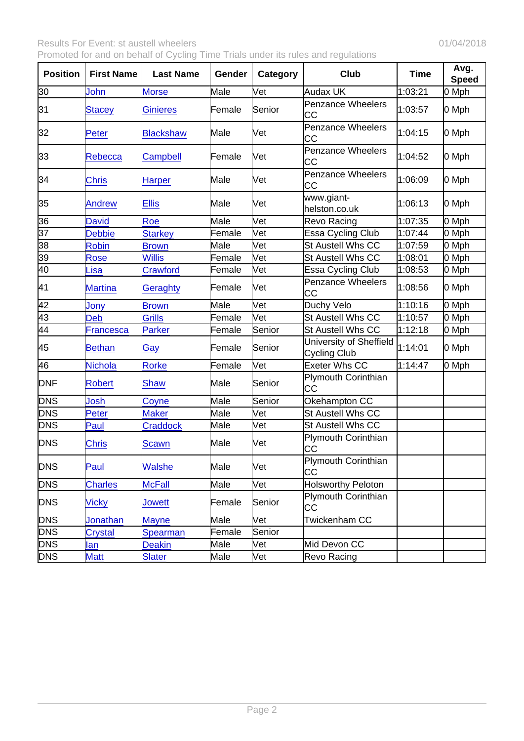| Position | First Name | Last Name | Gender | Category | Club | Time | Avg. Speed |
|---|---|---|---|---|---|---|---|
| 30 | John | Morse | Male | Vet | Audax UK | 1:03:21 | 0 Mph |
| 31 | Stacey | Ginieres | Female | Senior | Penzance Wheelers CC | 1:03:57 | 0 Mph |
| 32 | Peter | Blackshaw | Male | Vet | Penzance Wheelers CC | 1:04:15 | 0 Mph |
| 33 | Rebecca | Campbell | Female | Vet | Penzance Wheelers CC | 1:04:52 | 0 Mph |
| 34 | Chris | Harper | Male | Vet | Penzance Wheelers CC | 1:06:09 | 0 Mph |
| 35 | Andrew | Ellis | Male | Vet | www.giant-helston.co.uk | 1:06:13 | 0 Mph |
| 36 | David | Roe | Male | Vet | Revo Racing | 1:07:35 | 0 Mph |
| 37 | Debbie | Starkey | Female | Vet | Essa Cycling Club | 1:07:44 | 0 Mph |
| 38 | Robin | Brown | Male | Vet | St Austell Whs CC | 1:07:59 | 0 Mph |
| 39 | Rose | Willis | Female | Vet | St Austell Whs CC | 1:08:01 | 0 Mph |
| 40 | Lisa | Crawford | Female | Vet | Essa Cycling Club | 1:08:53 | 0 Mph |
| 41 | Martina | Geraghty | Female | Vet | Penzance Wheelers CC | 1:08:56 | 0 Mph |
| 42 | Jony | Brown | Male | Vet | Duchy Velo | 1:10:16 | 0 Mph |
| 43 | Deb | Grills | Female | Vet | St Austell Whs CC | 1:10:57 | 0 Mph |
| 44 | Francesca | Parker | Female | Senior | St Austell Whs CC | 1:12:18 | 0 Mph |
| 45 | Bethan | Gay | Female | Senior | University of Sheffield Cycling Club | 1:14:01 | 0 Mph |
| 46 | Nichola | Rorke | Female | Vet | Exeter Whs CC | 1:14:47 | 0 Mph |
| DNF | Robert | Shaw | Male | Senior | Plymouth Corinthian CC | | |
| DNS | Josh | Coyne | Male | Senior | Okehampton CC | | |
| DNS | Peter | Maker | Male | Vet | St Austell Whs CC | | |
| DNS | Paul | Craddock | Male | Vet | St Austell Whs CC | | |
| DNS | Chris | Scawn | Male | Vet | Plymouth Corinthian CC | | |
| DNS | Paul | Walshe | Male | Vet | Plymouth Corinthian CC | | |
| DNS | Charles | McFall | Male | Vet | Holsworthy Peloton | | |
| DNS | Vicky | Jowett | Female | Senior | Plymouth Corinthian CC | | |
| DNS | Jonathan | Mayne | Male | Vet | Twickenham CC | | |
| DNS | Crystal | Spearman | Female | Senior | | | |
| DNS | Ian | Deakin | Male | Vet | Mid Devon CC | | |
| DNS | Matt | Slater | Male | Vet | Revo Racing | | |